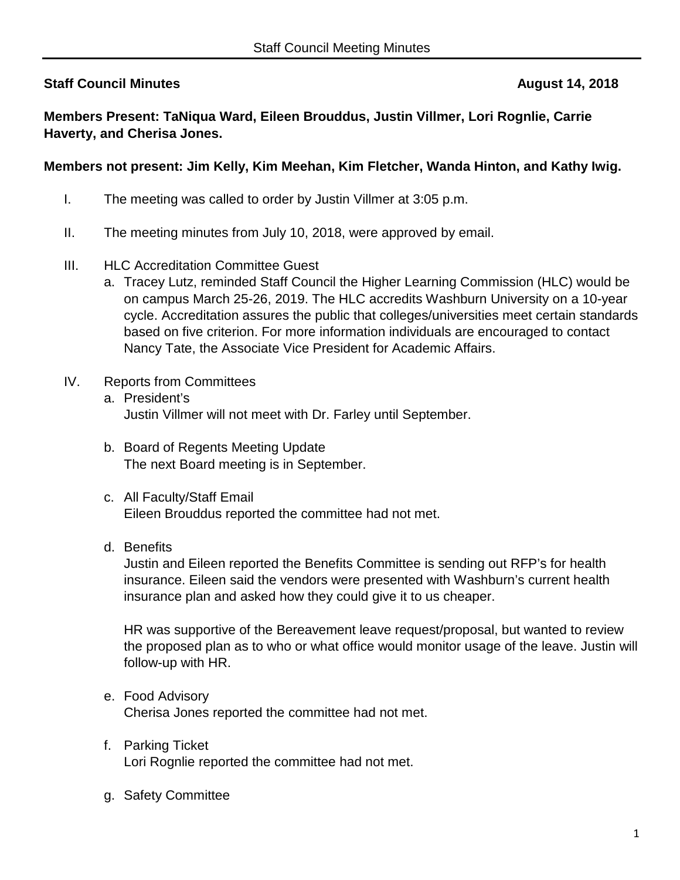**Staff Council Minutes** **August 14, 2018**

**Members Present: TaNiqua Ward, Eileen Brouddus, Justin Villmer, Lori Rognlie, Carrie Haverty, and Cherisa Jones.**

**Members not present: Jim Kelly, Kim Meehan, Kim Fletcher, Wanda Hinton, and Kathy Iwig.**

I. The meeting was called to order by Justin Villmer at 3:05 p.m.

II. The meeting minutes from July 10, 2018, were approved by email.

III. HLC Accreditation Committee Guest
   a. Tracey Lutz, reminded Staff Council the Higher Learning Commission (HLC) would be on campus March 25-26, 2019. The HLC accredits Washburn University on a 10-year cycle. Accreditation assures the public that colleges/universities meet certain standards based on five criterion. For more information individuals are encouraged to contact Nancy Tate, the Associate Vice President for Academic Affairs.

IV. Reports from Committees
   a. President's
      Justin Villmer will not meet with Dr. Farley until September.

   b. Board of Regents Meeting Update
      The next Board meeting is in September.

   c. All Faculty/Staff Email
      Eileen Brouddus reported the committee had not met.

   d. Benefits
      Justin and Eileen reported the Benefits Committee is sending out RFP's for health insurance. Eileen said the vendors were presented with Washburn's current health insurance plan and asked how they could give it to us cheaper.

      HR was supportive of the Bereavement leave request/proposal, but wanted to review the proposed plan as to who or what office would monitor usage of the leave. Justin will follow-up with HR.

   e. Food Advisory
      Cherisa Jones reported the committee had not met.

   f. Parking Ticket
      Lori Rognlie reported the committee had not met.

   g. Safety Committee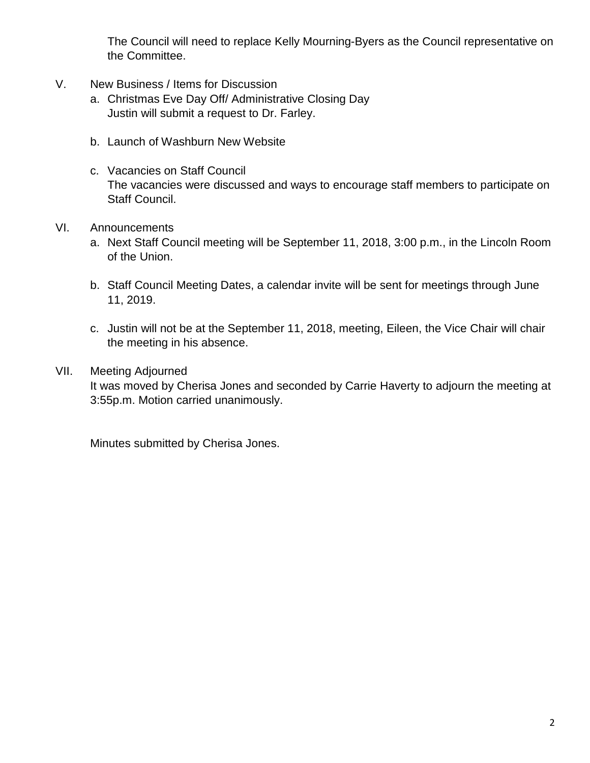The Council will need to replace Kelly Mourning-Byers as the Council representative on the Committee.

V. New Business / Items for Discussion

a. Christmas Eve Day Off/ Administrative Closing Day
   Justin will submit a request to Dr. Farley.

b. Launch of Washburn New Website

c. Vacancies on Staff Council
   The vacancies were discussed and ways to encourage staff members to participate on Staff Council.

VI. Announcements

a. Next Staff Council meeting will be September 11, 2018, 3:00 p.m., in the Lincoln Room of the Union.

b. Staff Council Meeting Dates, a calendar invite will be sent for meetings through June 11, 2019.

c. Justin will not be at the September 11, 2018, meeting, Eileen, the Vice Chair will chair the meeting in his absence.

VII. Meeting Adjourned

It was moved by Cherisa Jones and seconded by Carrie Haverty to adjourn the meeting at 3:55p.m. Motion carried unanimously.

Minutes submitted by Cherisa Jones.